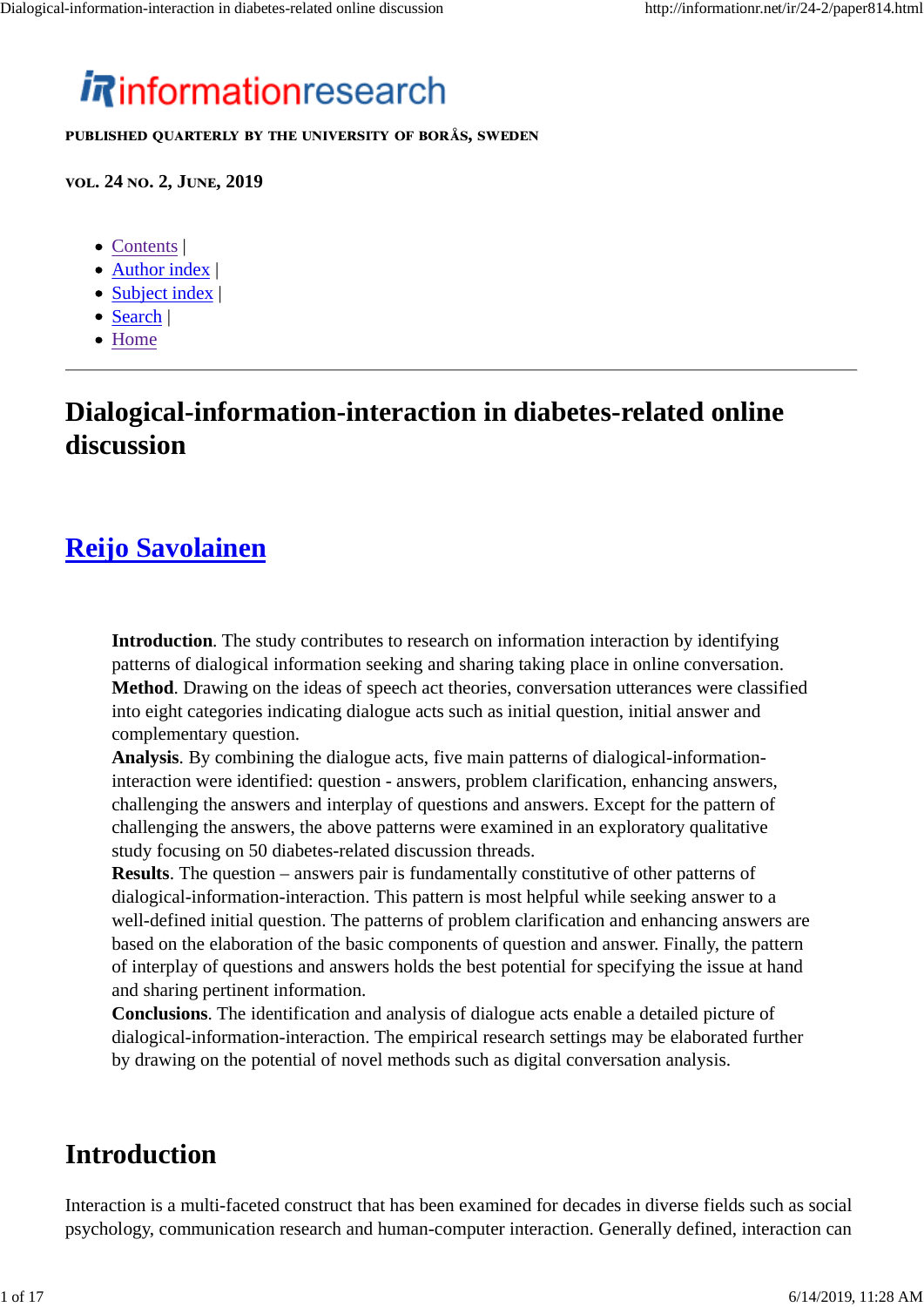informationresearch

PUBLISHED QUARTERLY BY THE UNIVERSITY OF BORÅS, SWEDEN

VOL. 24 NO. 2, JUNE, 2019

- Contents |
- Author index |
- Subject index |
- Search |
- Home

---

# Dialogical-information-interaction in diabetes-related online discussion

## Reijo Savolainen

> **Introduction**. The study contributes to research on information interaction by identifying patterns of dialogical information seeking and sharing taking place in online conversation.
> **Method**. Drawing on the ideas of speech act theories, conversation utterances were classified into eight categories indicating dialogue acts such as initial question, initial answer and complementary question.
> **Analysis**. By combining the dialogue acts, five main patterns of dialogical-information-interaction were identified: question - answers, problem clarification, enhancing answers, challenging the answers and interplay of questions and answers. Except for the pattern of challenging the answers, the above patterns were examined in an exploratory qualitative study focusing on 50 diabetes-related discussion threads.
> **Results**. The question – answers pair is fundamentally constitutive of other patterns of dialogical-information-interaction. This pattern is most helpful while seeking answer to a well-defined initial question. The patterns of problem clarification and enhancing answers are based on the elaboration of the basic components of question and answer. Finally, the pattern of interplay of questions and answers holds the best potential for specifying the issue at hand and sharing pertinent information.
> **Conclusions**. The identification and analysis of dialogue acts enable a detailed picture of dialogical-information-interaction. The empirical research settings may be elaborated further by drawing on the potential of novel methods such as digital conversation analysis.

## Introduction

Interaction is a multi-faceted construct that has been examined for decades in diverse fields such as social psychology, communication research and human-computer interaction. Generally defined, interaction can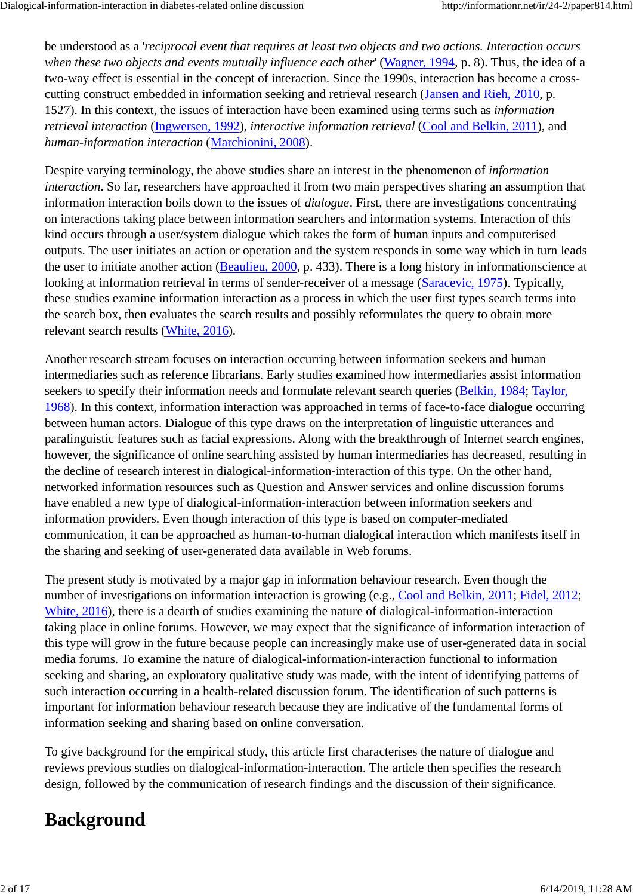be understood as a '*reciprocal event that requires at least two objects and two actions. Interaction occurs when these two objects and events mutually influence each other*' (Wagner, 1994, p. 8). Thus, the idea of a two-way effect is essential in the concept of interaction. Since the 1990s, interaction has become a cross-cutting construct embedded in information seeking and retrieval research (Jansen and Rieh, 2010, p. 1527). In this context, the issues of interaction have been examined using terms such as *information retrieval interaction* (Ingwersen, 1992), *interactive information retrieval* (Cool and Belkin, 2011), and *human-information interaction* (Marchionini, 2008).

Despite varying terminology, the above studies share an interest in the phenomenon of *information interaction*. So far, researchers have approached it from two main perspectives sharing an assumption that information interaction boils down to the issues of *dialogue*. First, there are investigations concentrating on interactions taking place between information searchers and information systems. Interaction of this kind occurs through a user/system dialogue which takes the form of human inputs and computerised outputs. The user initiates an action or operation and the system responds in some way which in turn leads the user to initiate another action (Beaulieu, 2000, p. 433). There is a long history in informationscience at looking at information retrieval in terms of sender-receiver of a message (Saracevic, 1975). Typically, these studies examine information interaction as a process in which the user first types search terms into the search box, then evaluates the search results and possibly reformulates the query to obtain more relevant search results (White, 2016).

Another research stream focuses on interaction occurring between information seekers and human intermediaries such as reference librarians. Early studies examined how intermediaries assist information seekers to specify their information needs and formulate relevant search queries (Belkin, 1984; Taylor, 1968). In this context, information interaction was approached in terms of face-to-face dialogue occurring between human actors. Dialogue of this type draws on the interpretation of linguistic utterances and paralinguistic features such as facial expressions. Along with the breakthrough of Internet search engines, however, the significance of online searching assisted by human intermediaries has decreased, resulting in the decline of research interest in dialogical-information-interaction of this type. On the other hand, networked information resources such as Question and Answer services and online discussion forums have enabled a new type of dialogical-information-interaction between information seekers and information providers. Even though interaction of this type is based on computer-mediated communication, it can be approached as human-to-human dialogical interaction which manifests itself in the sharing and seeking of user-generated data available in Web forums.

The present study is motivated by a major gap in information behaviour research. Even though the number of investigations on information interaction is growing (e.g., Cool and Belkin, 2011; Fidel, 2012; White, 2016), there is a dearth of studies examining the nature of dialogical-information-interaction taking place in online forums. However, we may expect that the significance of information interaction of this type will grow in the future because people can increasingly make use of user-generated data in social media forums. To examine the nature of dialogical-information-interaction functional to information seeking and sharing, an exploratory qualitative study was made, with the intent of identifying patterns of such interaction occurring in a health-related discussion forum. The identification of such patterns is important for information behaviour research because they are indicative of the fundamental forms of information seeking and sharing based on online conversation.

To give background for the empirical study, this article first characterises the nature of dialogue and reviews previous studies on dialogical-information-interaction. The article then specifies the research design, followed by the communication of research findings and the discussion of their significance.

## Background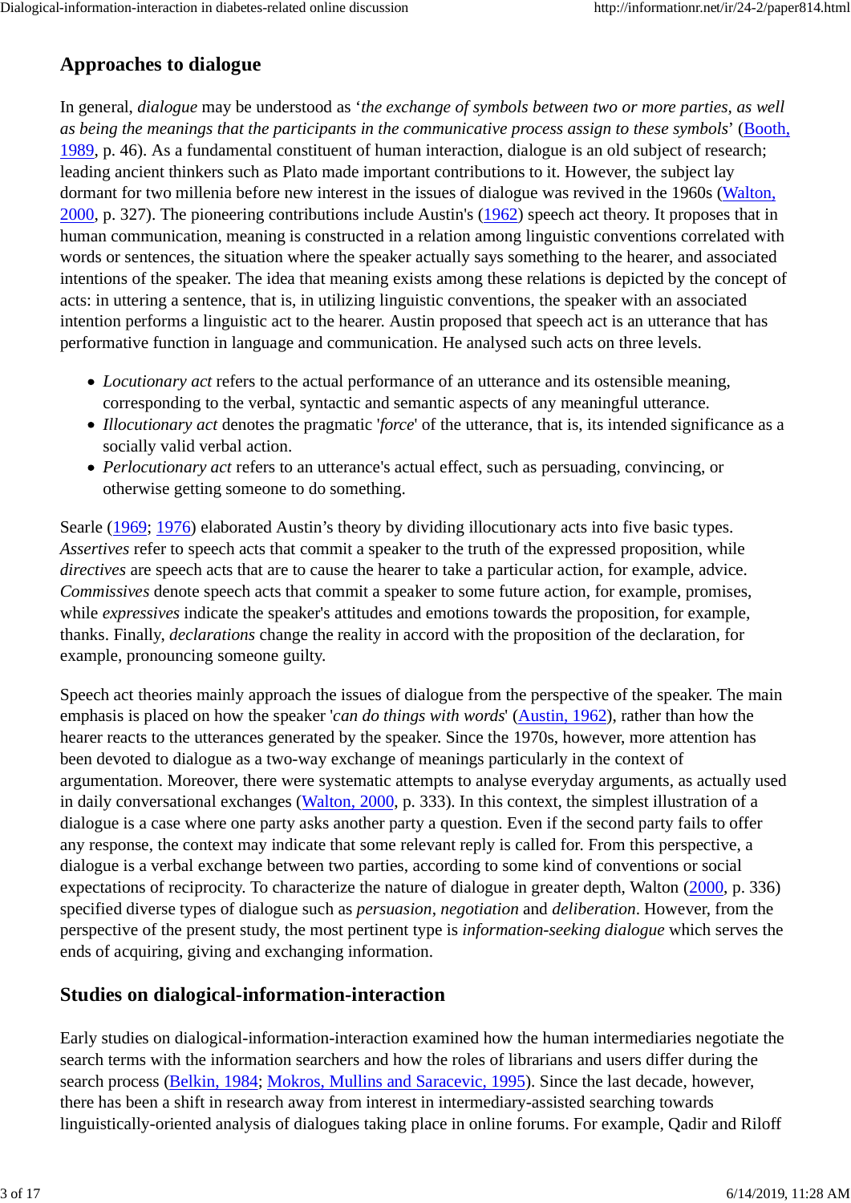## Approaches to dialogue

In general, *dialogue* may be understood as '*the exchange of symbols between two or more parties, as well as being the meanings that the participants in the communicative process assign to these symbols*' (Booth, 1989, p. 46). As a fundamental constituent of human interaction, dialogue is an old subject of research; leading ancient thinkers such as Plato made important contributions to it. However, the subject lay dormant for two millenia before new interest in the issues of dialogue was revived in the 1960s (Walton, 2000, p. 327). The pioneering contributions include Austin's (1962) speech act theory. It proposes that in human communication, meaning is constructed in a relation among linguistic conventions correlated with words or sentences, the situation where the speaker actually says something to the hearer, and associated intentions of the speaker. The idea that meaning exists among these relations is depicted by the concept of acts: in uttering a sentence, that is, in utilizing linguistic conventions, the speaker with an associated intention performs a linguistic act to the hearer. Austin proposed that speech act is an utterance that has performative function in language and communication. He analysed such acts on three levels.

- *Locutionary act* refers to the actual performance of an utterance and its ostensible meaning, corresponding to the verbal, syntactic and semantic aspects of any meaningful utterance.
- *Illocutionary act* denotes the pragmatic '*force*' of the utterance, that is, its intended significance as a socially valid verbal action.
- *Perlocutionary act* refers to an utterance's actual effect, such as persuading, convincing, or otherwise getting someone to do something.

Searle (1969; 1976) elaborated Austin's theory by dividing illocutionary acts into five basic types. *Assertives* refer to speech acts that commit a speaker to the truth of the expressed proposition, while *directives* are speech acts that are to cause the hearer to take a particular action, for example, advice. *Commissives* denote speech acts that commit a speaker to some future action, for example, promises, while *expressives* indicate the speaker's attitudes and emotions towards the proposition, for example, thanks. Finally, *declarations* change the reality in accord with the proposition of the declaration, for example, pronouncing someone guilty.

Speech act theories mainly approach the issues of dialogue from the perspective of the speaker. The main emphasis is placed on how the speaker '*can do things with words*' (Austin, 1962), rather than how the hearer reacts to the utterances generated by the speaker. Since the 1970s, however, more attention has been devoted to dialogue as a two-way exchange of meanings particularly in the context of argumentation. Moreover, there were systematic attempts to analyse everyday arguments, as actually used in daily conversational exchanges (Walton, 2000, p. 333). In this context, the simplest illustration of a dialogue is a case where one party asks another party a question. Even if the second party fails to offer any response, the context may indicate that some relevant reply is called for. From this perspective, a dialogue is a verbal exchange between two parties, according to some kind of conventions or social expectations of reciprocity. To characterize the nature of dialogue in greater depth, Walton (2000, p. 336) specified diverse types of dialogue such as *persuasion*, *negotiation* and *deliberation*. However, from the perspective of the present study, the most pertinent type is *information-seeking dialogue* which serves the ends of acquiring, giving and exchanging information.

## Studies on dialogical-information-interaction

Early studies on dialogical-information-interaction examined how the human intermediaries negotiate the search terms with the information searchers and how the roles of librarians and users differ during the search process (Belkin, 1984; Mokros, Mullins and Saracevic, 1995). Since the last decade, however, there has been a shift in research away from interest in intermediary-assisted searching towards linguistically-oriented analysis of dialogues taking place in online forums. For example, Qadir and Riloff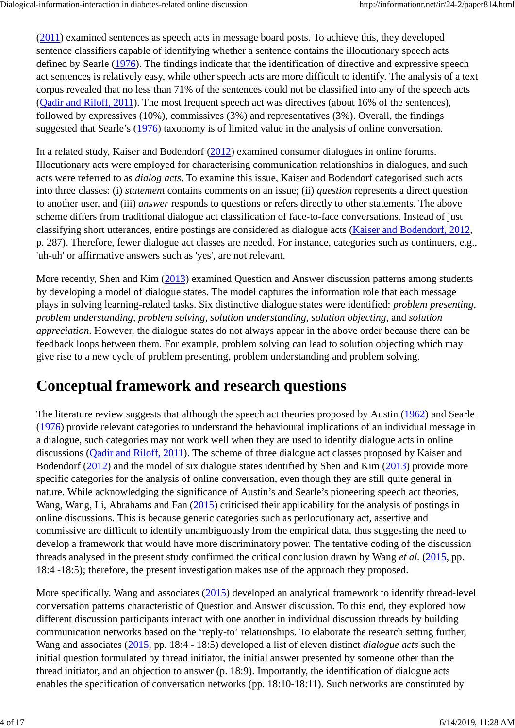(2011) examined sentences as speech acts in message board posts. To achieve this, they developed sentence classifiers capable of identifying whether a sentence contains the illocutionary speech acts defined by Searle (1976). The findings indicate that the identification of directive and expressive speech act sentences is relatively easy, while other speech acts are more difficult to identify. The analysis of a text corpus revealed that no less than 71% of the sentences could not be classified into any of the speech acts (Qadir and Riloff, 2011). The most frequent speech act was directives (about 16% of the sentences), followed by expressives (10%), commissives (3%) and representatives (3%). Overall, the findings suggested that Searle's (1976) taxonomy is of limited value in the analysis of online conversation.

In a related study, Kaiser and Bodendorf (2012) examined consumer dialogues in online forums. Illocutionary acts were employed for characterising communication relationships in dialogues, and such acts were referred to as *dialog acts*. To examine this issue, Kaiser and Bodendorf categorised such acts into three classes: (i) *statement* contains comments on an issue; (ii) *question* represents a direct question to another user, and (iii) *answer* responds to questions or refers directly to other statements. The above scheme differs from traditional dialogue act classification of face-to-face conversations. Instead of just classifying short utterances, entire postings are considered as dialogue acts (Kaiser and Bodendorf, 2012, p. 287). Therefore, fewer dialogue act classes are needed. For instance, categories such as continuers, e.g., 'uh-uh' or affirmative answers such as 'yes', are not relevant.

More recently, Shen and Kim (2013) examined Question and Answer discussion patterns among students by developing a model of dialogue states. The model captures the information role that each message plays in solving learning-related tasks. Six distinctive dialogue states were identified: *problem presenting*, *problem understanding*, *problem solving*, *solution understanding*, *solution objecting*, and *solution appreciation*. However, the dialogue states do not always appear in the above order because there can be feedback loops between them. For example, problem solving can lead to solution objecting which may give rise to a new cycle of problem presenting, problem understanding and problem solving.

## Conceptual framework and research questions

The literature review suggests that although the speech act theories proposed by Austin (1962) and Searle (1976) provide relevant categories to understand the behavioural implications of an individual message in a dialogue, such categories may not work well when they are used to identify dialogue acts in online discussions (Qadir and Riloff, 2011). The scheme of three dialogue act classes proposed by Kaiser and Bodendorf (2012) and the model of six dialogue states identified by Shen and Kim (2013) provide more specific categories for the analysis of online conversation, even though they are still quite general in nature. While acknowledging the significance of Austin's and Searle's pioneering speech act theories, Wang, Wang, Li, Abrahams and Fan (2015) criticised their applicability for the analysis of postings in online discussions. This is because generic categories such as perlocutionary act, assertive and commissive are difficult to identify unambiguously from the empirical data, thus suggesting the need to develop a framework that would have more discriminatory power. The tentative coding of the discussion threads analysed in the present study confirmed the critical conclusion drawn by Wang *et al.* (2015, pp. 18:4 -18:5); therefore, the present investigation makes use of the approach they proposed.

More specifically, Wang and associates (2015) developed an analytical framework to identify thread-level conversation patterns characteristic of Question and Answer discussion. To this end, they explored how different discussion participants interact with one another in individual discussion threads by building communication networks based on the 'reply-to' relationships. To elaborate the research setting further, Wang and associates (2015, pp. 18:4 - 18:5) developed a list of eleven distinct *dialogue acts* such the initial question formulated by thread initiator, the initial answer presented by someone other than the thread initiator, and an objection to answer (p. 18:9). Importantly, the identification of dialogue acts enables the specification of conversation networks (pp. 18:10-18:11). Such networks are constituted by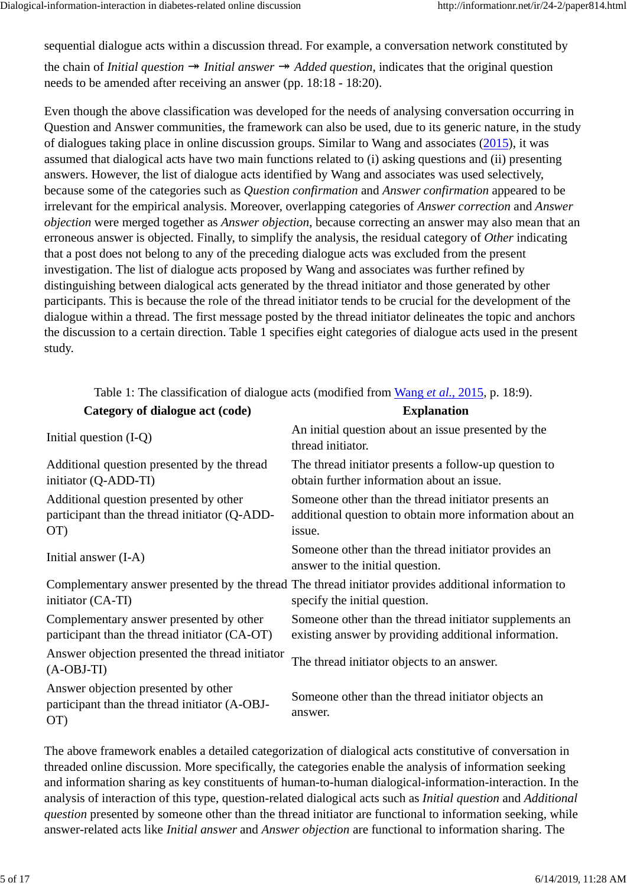sequential dialogue acts within a discussion thread. For example, a conversation network constituted by the chain of *Initial question* ⇸ *Initial answer* ⇸ *Added question*, indicates that the original question needs to be amended after receiving an answer (pp. 18:18 - 18:20).

Even though the above classification was developed for the needs of analysing conversation occurring in Question and Answer communities, the framework can also be used, due to its generic nature, in the study of dialogues taking place in online discussion groups. Similar to Wang and associates (2015), it was assumed that dialogical acts have two main functions related to (i) asking questions and (ii) presenting answers. However, the list of dialogue acts identified by Wang and associates was used selectively, because some of the categories such as *Question confirmation* and *Answer confirmation* appeared to be irrelevant for the empirical analysis. Moreover, overlapping categories of *Answer correction* and *Answer objection* were merged together as *Answer objection*, because correcting an answer may also mean that an erroneous answer is objected. Finally, to simplify the analysis, the residual category of *Other* indicating that a post does not belong to any of the preceding dialogue acts was excluded from the present investigation. The list of dialogue acts proposed by Wang and associates was further refined by distinguishing between dialogical acts generated by the thread initiator and those generated by other participants. This is because the role of the thread initiator tends to be crucial for the development of the dialogue within a thread. The first message posted by the thread initiator delineates the topic and anchors the discussion to a certain direction. Table 1 specifies eight categories of dialogue acts used in the present study.

Table 1: The classification of dialogue acts (modified from Wang *et al.*, 2015, p. 18:9).

| Category of dialogue act (code) | Explanation |
|---|---|
| Initial question (I-Q) | An initial question about an issue presented by the thread initiator. |
| Additional question presented by the thread initiator (Q-ADD-TI) | The thread initiator presents a follow-up question to obtain further information about an issue. |
| Additional question presented by other participant than the thread initiator (Q-ADD-OT) | Someone other than the thread initiator presents an additional question to obtain more information about an issue. |
| Initial answer (I-A) | Someone other than the thread initiator provides an answer to the initial question. |
| Complementary answer presented by the thread initiator (CA-TI) | The thread initiator provides additional information to specify the initial question. |
| Complementary answer presented by other participant than the thread initiator (CA-OT) | Someone other than the thread initiator supplements an existing answer by providing additional information. |
| Answer objection presented the thread initiator (A-OBJ-TI) | The thread initiator objects to an answer. |
| Answer objection presented by other participant than the thread initiator (A-OBJ-OT) | Someone other than the thread initiator objects an answer. |

The above framework enables a detailed categorization of dialogical acts constitutive of conversation in threaded online discussion. More specifically, the categories enable the analysis of information seeking and information sharing as key constituents of human-to-human dialogical-information-interaction. In the analysis of interaction of this type, question-related dialogical acts such as *Initial question* and *Additional question* presented by someone other than the thread initiator are functional to information seeking, while answer-related acts like *Initial answer* and *Answer objection* are functional to information sharing. The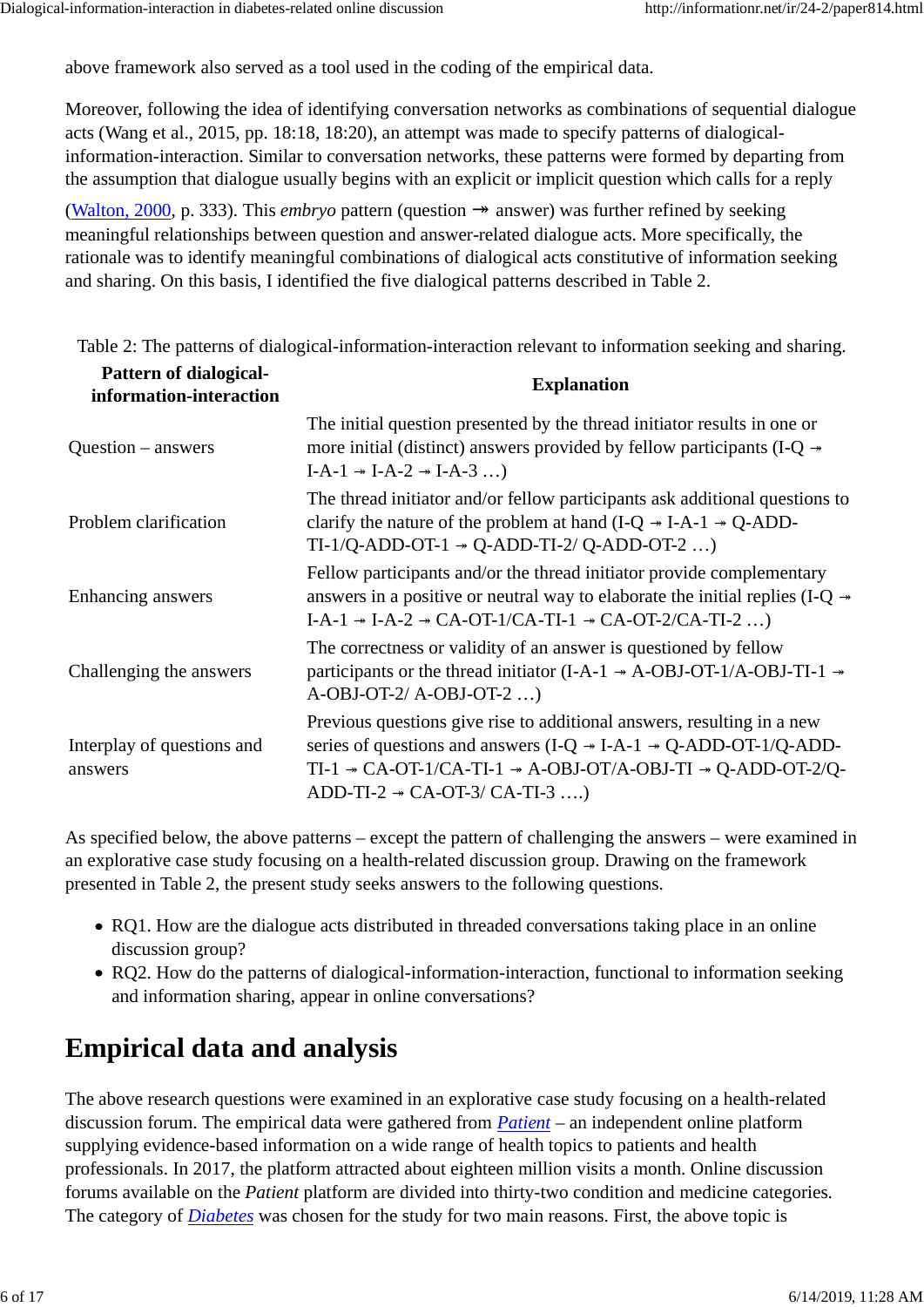above framework also served as a tool used in the coding of the empirical data.

Moreover, following the idea of identifying conversation networks as combinations of sequential dialogue acts (Wang et al., 2015, pp. 18:18, 18:20), an attempt was made to specify patterns of dialogical-information-interaction. Similar to conversation networks, these patterns were formed by departing from the assumption that dialogue usually begins with an explicit or implicit question which calls for a reply (Walton, 2000, p. 333). This *embryo* pattern (question ↠ answer) was further refined by seeking meaningful relationships between question and answer-related dialogue acts. More specifically, the rationale was to identify meaningful combinations of dialogical acts constitutive of information seeking and sharing. On this basis, I identified the five dialogical patterns described in Table 2.

Table 2: The patterns of dialogical-information-interaction relevant to information seeking and sharing.

| Pattern of dialogical-information-interaction | Explanation |
|---|---|
| Question – answers | The initial question presented by the thread initiator results in one or more initial (distinct) answers provided by fellow participants (I-Q ↠ I-A-1 ↠ I-A-2 ↠ I-A-3 …) |
| Problem clarification | The thread initiator and/or fellow participants ask additional questions to clarify the nature of the problem at hand (I-Q ↠ I-A-1 ↠ Q-ADD-TI-1/Q-ADD-OT-1 ↠ Q-ADD-TI-2/ Q-ADD-OT-2 …) |
| Enhancing answers | Fellow participants and/or the thread initiator provide complementary answers in a positive or neutral way to elaborate the initial replies (I-Q ↠ I-A-1 ↠ I-A-2 ↠ CA-OT-1/CA-TI-1 ↠ CA-OT-2/CA-TI-2 …) |
| Challenging the answers | The correctness or validity of an answer is questioned by fellow participants or the thread initiator (I-A-1 ↠ A-OBJ-OT-1/A-OBJ-TI-1 ↠ A-OBJ-OT-2/ A-OBJ-OT-2 …) |
| Interplay of questions and answers | Previous questions give rise to additional answers, resulting in a new series of questions and answers (I-Q ↠ I-A-1 ↠ Q-ADD-OT-1/Q-ADD-TI-1 ↠ CA-OT-1/CA-TI-1 ↠ A-OBJ-OT/A-OBJ-TI ↠ Q-ADD-OT-2/Q-ADD-TI-2 ↠ CA-OT-3/ CA-TI-3 ….) |

As specified below, the above patterns – except the pattern of challenging the answers – were examined in an explorative case study focusing on a health-related discussion group. Drawing on the framework presented in Table 2, the present study seeks answers to the following questions.

- RQ1. How are the dialogue acts distributed in threaded conversations taking place in an online discussion group?
- RQ2. How do the patterns of dialogical-information-interaction, functional to information seeking and information sharing, appear in online conversations?

# Empirical data and analysis

The above research questions were examined in an explorative case study focusing on a health-related discussion forum. The empirical data were gathered from *Patient* – an independent online platform supplying evidence-based information on a wide range of health topics to patients and health professionals. In 2017, the platform attracted about eighteen million visits a month. Online discussion forums available on the *Patient* platform are divided into thirty-two condition and medicine categories. The category of *Diabetes* was chosen for the study for two main reasons. First, the above topic is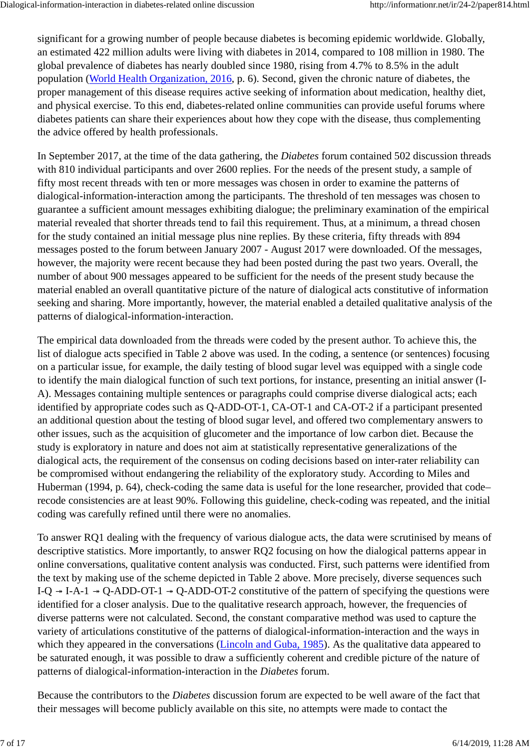significant for a growing number of people because diabetes is becoming epidemic worldwide. Globally, an estimated 422 million adults were living with diabetes in 2014, compared to 108 million in 1980. The global prevalence of diabetes has nearly doubled since 1980, rising from 4.7% to 8.5% in the adult population ([World Health Organization, 2016](), p. 6). Second, given the chronic nature of diabetes, the proper management of this disease requires active seeking of information about medication, healthy diet, and physical exercise. To this end, diabetes-related online communities can provide useful forums where diabetes patients can share their experiences about how they cope with the disease, thus complementing the advice offered by health professionals.

In September 2017, at the time of the data gathering, the *Diabetes* forum contained 502 discussion threads with 810 individual participants and over 2600 replies. For the needs of the present study, a sample of fifty most recent threads with ten or more messages was chosen in order to examine the patterns of dialogical-information-interaction among the participants. The threshold of ten messages was chosen to guarantee a sufficient amount messages exhibiting dialogue; the preliminary examination of the empirical material revealed that shorter threads tend to fail this requirement. Thus, at a minimum, a thread chosen for the study contained an initial message plus nine replies. By these criteria, fifty threads with 894 messages posted to the forum between January 2007 - August 2017 were downloaded. Of the messages, however, the majority were recent because they had been posted during the past two years. Overall, the number of about 900 messages appeared to be sufficient for the needs of the present study because the material enabled an overall quantitative picture of the nature of dialogical acts constitutive of information seeking and sharing. More importantly, however, the material enabled a detailed qualitative analysis of the patterns of dialogical-information-interaction.

The empirical data downloaded from the threads were coded by the present author. To achieve this, the list of dialogue acts specified in Table 2 above was used. In the coding, a sentence (or sentences) focusing on a particular issue, for example, the daily testing of blood sugar level was equipped with a single code to identify the main dialogical function of such text portions, for instance, presenting an initial answer (I-A). Messages containing multiple sentences or paragraphs could comprise diverse dialogical acts; each identified by appropriate codes such as Q-ADD-OT-1, CA-OT-1 and CA-OT-2 if a participant presented an additional question about the testing of blood sugar level, and offered two complementary answers to other issues, such as the acquisition of glucometer and the importance of low carbon diet. Because the study is exploratory in nature and does not aim at statistically representative generalizations of the dialogical acts, the requirement of the consensus on coding decisions based on inter-rater reliability can be compromised without endangering the reliability of the exploratory study. According to Miles and Huberman (1994, p. 64), check-coding the same data is useful for the lone researcher, provided that code–recode consistencies are at least 90%. Following this guideline, check-coding was repeated, and the initial coding was carefully refined until there were no anomalies.

To answer RQ1 dealing with the frequency of various dialogue acts, the data were scrutinised by means of descriptive statistics. More importantly, to answer RQ2 focusing on how the dialogical patterns appear in online conversations, qualitative content analysis was conducted. First, such patterns were identified from the text by making use of the scheme depicted in Table 2 above. More precisely, diverse sequences such I-Q → I-A-1 → Q-ADD-OT-1 → Q-ADD-OT-2 constitutive of the pattern of specifying the questions were identified for a closer analysis. Due to the qualitative research approach, however, the frequencies of diverse patterns were not calculated. Second, the constant comparative method was used to capture the variety of articulations constitutive of the patterns of dialogical-information-interaction and the ways in which they appeared in the conversations ([Lincoln and Guba, 1985]()). As the qualitative data appeared to be saturated enough, it was possible to draw a sufficiently coherent and credible picture of the nature of patterns of dialogical-information-interaction in the *Diabetes* forum.

Because the contributors to the *Diabetes* discussion forum are expected to be well aware of the fact that their messages will become publicly available on this site, no attempts were made to contact the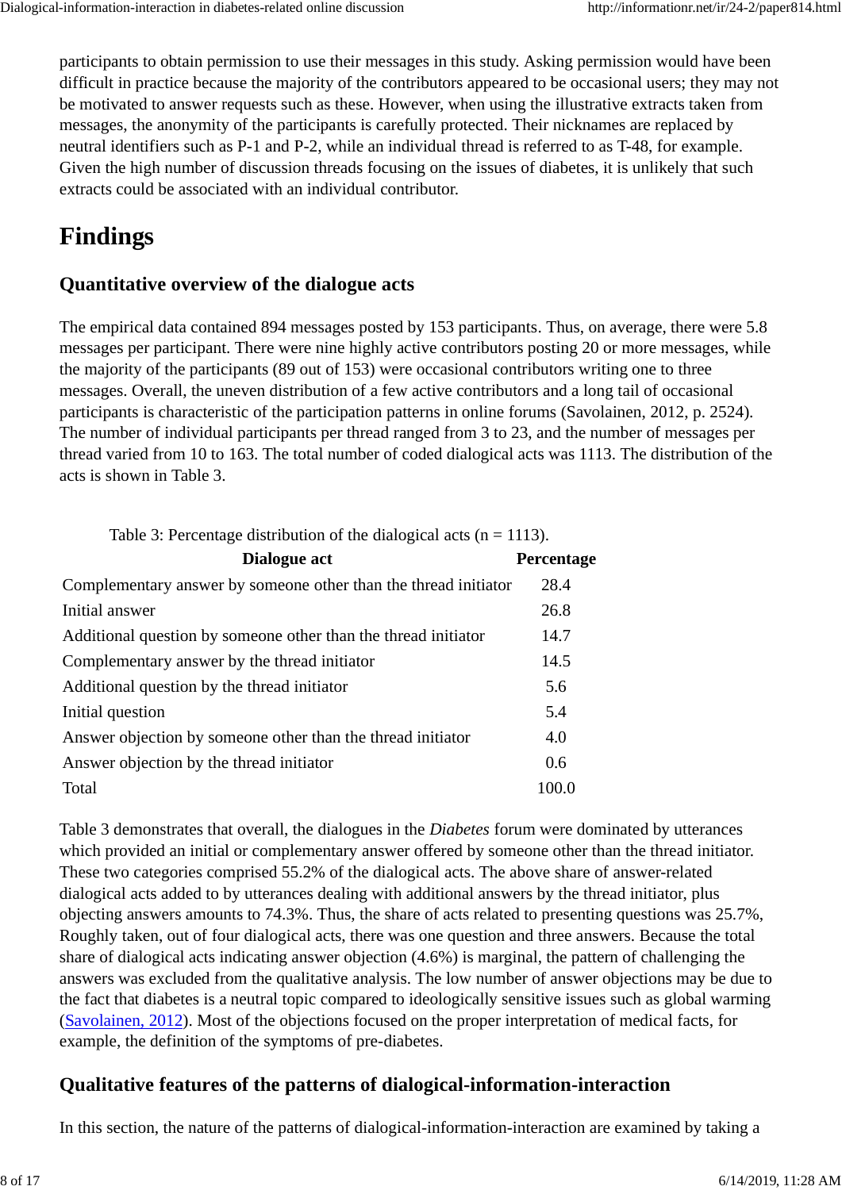participants to obtain permission to use their messages in this study. Asking permission would have been difficult in practice because the majority of the contributors appeared to be occasional users; they may not be motivated to answer requests such as these. However, when using the illustrative extracts taken from messages, the anonymity of the participants is carefully protected. Their nicknames are replaced by neutral identifiers such as P-1 and P-2, while an individual thread is referred to as T-48, for example. Given the high number of discussion threads focusing on the issues of diabetes, it is unlikely that such extracts could be associated with an individual contributor.

# Findings

## Quantitative overview of the dialogue acts

The empirical data contained 894 messages posted by 153 participants. Thus, on average, there were 5.8 messages per participant. There were nine highly active contributors posting 20 or more messages, while the majority of the participants (89 out of 153) were occasional contributors writing one to three messages. Overall, the uneven distribution of a few active contributors and a long tail of occasional participants is characteristic of the participation patterns in online forums (Savolainen, 2012, p. 2524). The number of individual participants per thread ranged from 3 to 23, and the number of messages per thread varied from 10 to 163. The total number of coded dialogical acts was 1113. The distribution of the acts is shown in Table 3.

Table 3: Percentage distribution of the dialogical acts (n = 1113).

| Dialogue act | Percentage |
|---|---|
| Complementary answer by someone other than the thread initiator | 28.4 |
| Initial answer | 26.8 |
| Additional question by someone other than the thread initiator | 14.7 |
| Complementary answer by the thread initiator | 14.5 |
| Additional question by the thread initiator | 5.6 |
| Initial question | 5.4 |
| Answer objection by someone other than the thread initiator | 4.0 |
| Answer objection by the thread initiator | 0.6 |
| Total | 100.0 |

Table 3 demonstrates that overall, the dialogues in the *Diabetes* forum were dominated by utterances which provided an initial or complementary answer offered by someone other than the thread initiator. These two categories comprised 55.2% of the dialogical acts. The above share of answer-related dialogical acts added to by utterances dealing with additional answers by the thread initiator, plus objecting answers amounts to 74.3%. Thus, the share of acts related to presenting questions was 25.7%, Roughly taken, out of four dialogical acts, there was one question and three answers. Because the total share of dialogical acts indicating answer objection (4.6%) is marginal, the pattern of challenging the answers was excluded from the qualitative analysis. The low number of answer objections may be due to the fact that diabetes is a neutral topic compared to ideologically sensitive issues such as global warming (Savolainen, 2012). Most of the objections focused on the proper interpretation of medical facts, for example, the definition of the symptoms of pre-diabetes.

## Qualitative features of the patterns of dialogical-information-interaction

In this section, the nature of the patterns of dialogical-information-interaction are examined by taking a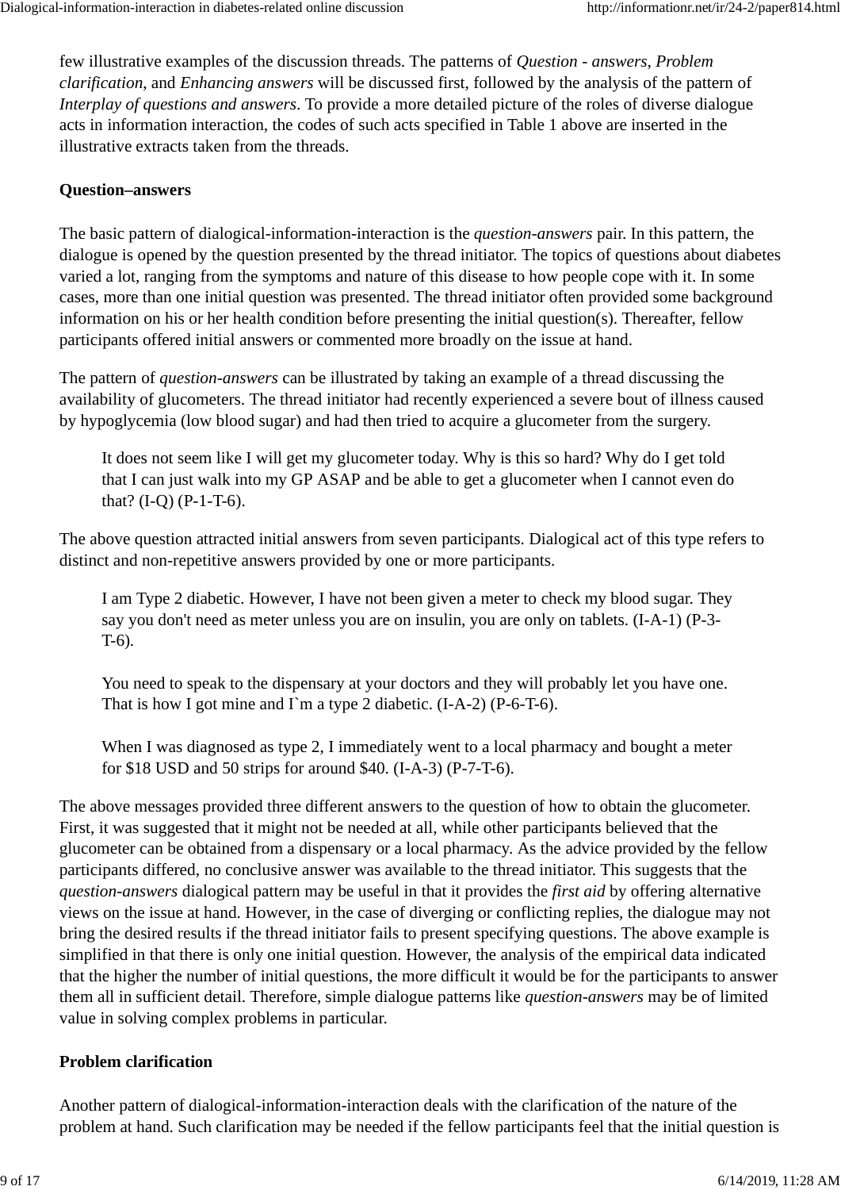few illustrative examples of the discussion threads. The patterns of *Question - answers*, *Problem clarification*, and *Enhancing answers* will be discussed first, followed by the analysis of the pattern of *Interplay of questions and answers*. To provide a more detailed picture of the roles of diverse dialogue acts in information interaction, the codes of such acts specified in Table 1 above are inserted in the illustrative extracts taken from the threads.

### Question–answers

The basic pattern of dialogical-information-interaction is the *question-answers* pair. In this pattern, the dialogue is opened by the question presented by the thread initiator. The topics of questions about diabetes varied a lot, ranging from the symptoms and nature of this disease to how people cope with it. In some cases, more than one initial question was presented. The thread initiator often provided some background information on his or her health condition before presenting the initial question(s). Thereafter, fellow participants offered initial answers or commented more broadly on the issue at hand.

The pattern of *question-answers* can be illustrated by taking an example of a thread discussing the availability of glucometers. The thread initiator had recently experienced a severe bout of illness caused by hypoglycemia (low blood sugar) and had then tried to acquire a glucometer from the surgery.

> It does not seem like I will get my glucometer today. Why is this so hard? Why do I get told that I can just walk into my GP ASAP and be able to get a glucometer when I cannot even do that? (I-Q) (P-1-T-6).

The above question attracted initial answers from seven participants. Dialogical act of this type refers to distinct and non-repetitive answers provided by one or more participants.

> I am Type 2 diabetic. However, I have not been given a meter to check my blood sugar. They say you don't need as meter unless you are on insulin, you are only on tablets. (I-A-1) (P-3-T-6).
>
> You need to speak to the dispensary at your doctors and they will probably let you have one. That is how I got mine and I`m a type 2 diabetic. (I-A-2) (P-6-T-6).
>
> When I was diagnosed as type 2, I immediately went to a local pharmacy and bought a meter for $18 USD and 50 strips for around $40. (I-A-3) (P-7-T-6).

The above messages provided three different answers to the question of how to obtain the glucometer. First, it was suggested that it might not be needed at all, while other participants believed that the glucometer can be obtained from a dispensary or a local pharmacy. As the advice provided by the fellow participants differed, no conclusive answer was available to the thread initiator. This suggests that the *question-answers* dialogical pattern may be useful in that it provides the *first aid* by offering alternative views on the issue at hand. However, in the case of diverging or conflicting replies, the dialogue may not bring the desired results if the thread initiator fails to present specifying questions. The above example is simplified in that there is only one initial question. However, the analysis of the empirical data indicated that the higher the number of initial questions, the more difficult it would be for the participants to answer them all in sufficient detail. Therefore, simple dialogue patterns like *question-answers* may be of limited value in solving complex problems in particular.

### Problem clarification

Another pattern of dialogical-information-interaction deals with the clarification of the nature of the problem at hand. Such clarification may be needed if the fellow participants feel that the initial question is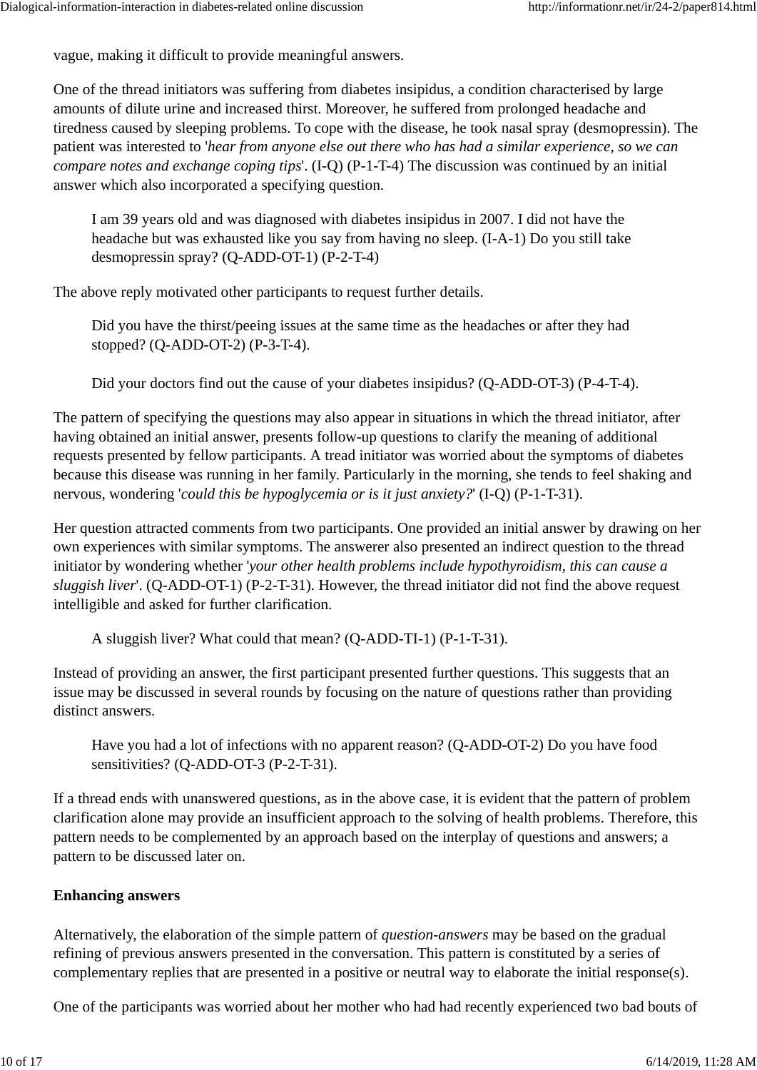vague, making it difficult to provide meaningful answers.

One of the thread initiators was suffering from diabetes insipidus, a condition characterised by large amounts of dilute urine and increased thirst. Moreover, he suffered from prolonged headache and tiredness caused by sleeping problems. To cope with the disease, he took nasal spray (desmopressin). The patient was interested to '*hear from anyone else out there who has had a similar experience, so we can compare notes and exchange coping tips*'. (I-Q) (P-1-T-4) The discussion was continued by an initial answer which also incorporated a specifying question.

> I am 39 years old and was diagnosed with diabetes insipidus in 2007. I did not have the headache but was exhausted like you say from having no sleep. (I-A-1) Do you still take desmopressin spray? (Q-ADD-OT-1) (P-2-T-4)

The above reply motivated other participants to request further details.

> Did you have the thirst/peeing issues at the same time as the headaches or after they had stopped? (Q-ADD-OT-2) (P-3-T-4).
>
> Did your doctors find out the cause of your diabetes insipidus? (Q-ADD-OT-3) (P-4-T-4).

The pattern of specifying the questions may also appear in situations in which the thread initiator, after having obtained an initial answer, presents follow-up questions to clarify the meaning of additional requests presented by fellow participants. A tread initiator was worried about the symptoms of diabetes because this disease was running in her family. Particularly in the morning, she tends to feel shaking and nervous, wondering '*could this be hypoglycemia or is it just anxiety?*' (I-Q) (P-1-T-31).

Her question attracted comments from two participants. One provided an initial answer by drawing on her own experiences with similar symptoms. The answerer also presented an indirect question to the thread initiator by wondering whether '*your other health problems include hypothyroidism, this can cause a sluggish liver*'. (Q-ADD-OT-1) (P-2-T-31). However, the thread initiator did not find the above request intelligible and asked for further clarification.

> A sluggish liver? What could that mean? (Q-ADD-TI-1) (P-1-T-31).

Instead of providing an answer, the first participant presented further questions. This suggests that an issue may be discussed in several rounds by focusing on the nature of questions rather than providing distinct answers.

> Have you had a lot of infections with no apparent reason? (Q-ADD-OT-2) Do you have food sensitivities? (Q-ADD-OT-3 (P-2-T-31).

If a thread ends with unanswered questions, as in the above case, it is evident that the pattern of problem clarification alone may provide an insufficient approach to the solving of health problems. Therefore, this pattern needs to be complemented by an approach based on the interplay of questions and answers; a pattern to be discussed later on.

**Enhancing answers**

Alternatively, the elaboration of the simple pattern of *question-answers* may be based on the gradual refining of previous answers presented in the conversation. This pattern is constituted by a series of complementary replies that are presented in a positive or neutral way to elaborate the initial response(s).

One of the participants was worried about her mother who had had recently experienced two bad bouts of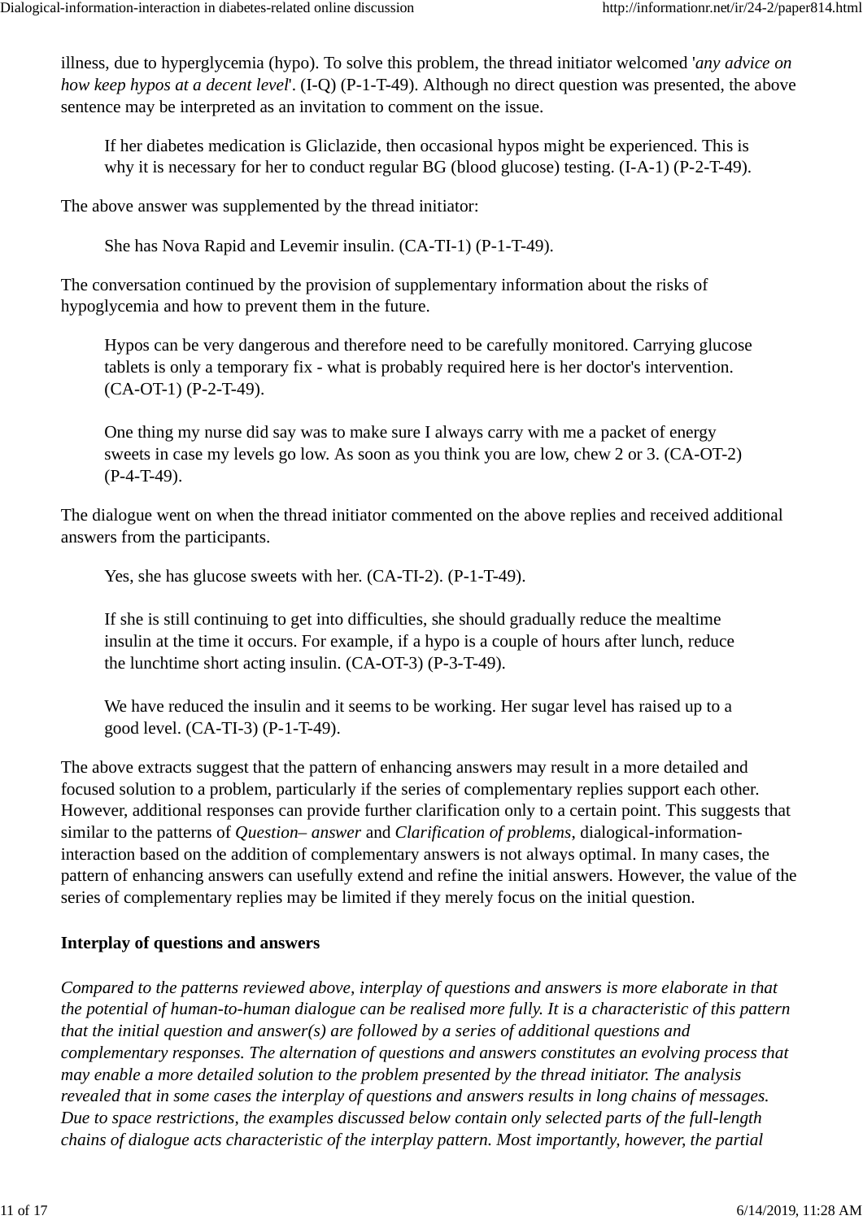illness, due to hyperglycemia (hypo). To solve this problem, the thread initiator welcomed '*any advice on how keep hypos at a decent level*'. (I-Q) (P-1-T-49). Although no direct question was presented, the above sentence may be interpreted as an invitation to comment on the issue.

> If her diabetes medication is Gliclazide, then occasional hypos might be experienced. This is why it is necessary for her to conduct regular BG (blood glucose) testing. (I-A-1) (P-2-T-49).

The above answer was supplemented by the thread initiator:

> She has Nova Rapid and Levemir insulin. (CA-TI-1) (P-1-T-49).

The conversation continued by the provision of supplementary information about the risks of hypoglycemia and how to prevent them in the future.

> Hypos can be very dangerous and therefore need to be carefully monitored. Carrying glucose tablets is only a temporary fix - what is probably required here is her doctor's intervention. (CA-OT-1) (P-2-T-49).
>
> One thing my nurse did say was to make sure I always carry with me a packet of energy sweets in case my levels go low. As soon as you think you are low, chew 2 or 3. (CA-OT-2) (P-4-T-49).

The dialogue went on when the thread initiator commented on the above replies and received additional answers from the participants.

> Yes, she has glucose sweets with her. (CA-TI-2). (P-1-T-49).
>
> If she is still continuing to get into difficulties, she should gradually reduce the mealtime insulin at the time it occurs. For example, if a hypo is a couple of hours after lunch, reduce the lunchtime short acting insulin. (CA-OT-3) (P-3-T-49).
>
> We have reduced the insulin and it seems to be working. Her sugar level has raised up to a good level. (CA-TI-3) (P-1-T-49).

The above extracts suggest that the pattern of enhancing answers may result in a more detailed and focused solution to a problem, particularly if the series of complementary replies support each other. However, additional responses can provide further clarification only to a certain point. This suggests that similar to the patterns of *Question– answer* and *Clarification of problems*, dialogical-information-interaction based on the addition of complementary answers is not always optimal. In many cases, the pattern of enhancing answers can usefully extend and refine the initial answers. However, the value of the series of complementary replies may be limited if they merely focus on the initial question.

### Interplay of questions and answers

*Compared to the patterns reviewed above, interplay of questions and answers is more elaborate in that the potential of human-to-human dialogue can be realised more fully. It is a characteristic of this pattern that the initial question and answer(s) are followed by a series of additional questions and complementary responses. The alternation of questions and answers constitutes an evolving process that may enable a more detailed solution to the problem presented by the thread initiator. The analysis revealed that in some cases the interplay of questions and answers results in long chains of messages. Due to space restrictions, the examples discussed below contain only selected parts of the full-length chains of dialogue acts characteristic of the interplay pattern. Most importantly, however, the partial*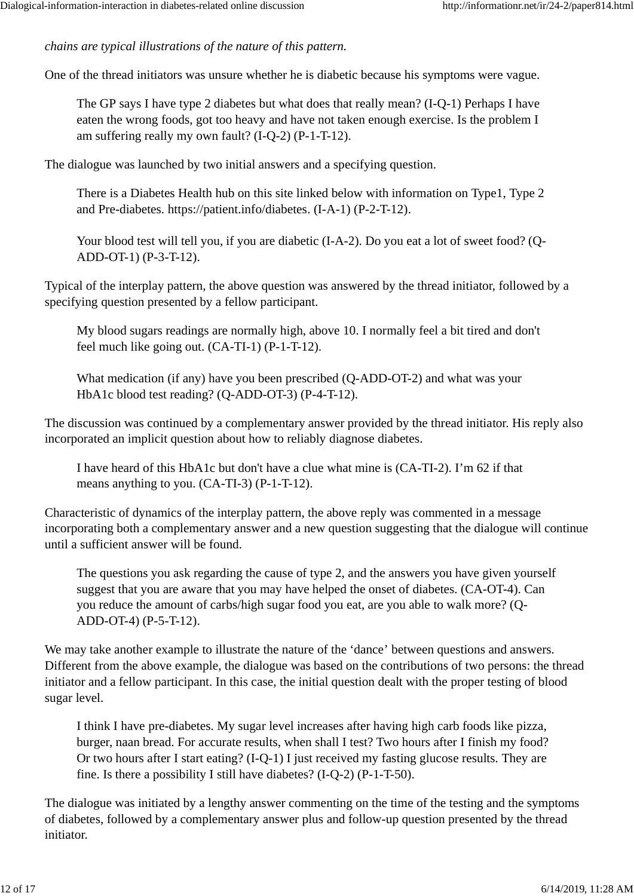*chains are typical illustrations of the nature of this pattern.*

One of the thread initiators was unsure whether he is diabetic because his symptoms were vague.

> The GP says I have type 2 diabetes but what does that really mean? (I-Q-1) Perhaps I have eaten the wrong foods, got too heavy and have not taken enough exercise. Is the problem I am suffering really my own fault? (I-Q-2) (P-1-T-12).

The dialogue was launched by two initial answers and a specifying question.

> There is a Diabetes Health hub on this site linked below with information on Type1, Type 2 and Pre-diabetes. https://patient.info/diabetes. (I-A-1) (P-2-T-12).
>
> Your blood test will tell you, if you are diabetic (I-A-2). Do you eat a lot of sweet food? (Q-ADD-OT-1) (P-3-T-12).

Typical of the interplay pattern, the above question was answered by the thread initiator, followed by a specifying question presented by a fellow participant.

> My blood sugars readings are normally high, above 10. I normally feel a bit tired and don't feel much like going out. (CA-TI-1) (P-1-T-12).
>
> What medication (if any) have you been prescribed (Q-ADD-OT-2) and what was your HbA1c blood test reading? (Q-ADD-OT-3) (P-4-T-12).

The discussion was continued by a complementary answer provided by the thread initiator. His reply also incorporated an implicit question about how to reliably diagnose diabetes.

> I have heard of this HbA1c but don't have a clue what mine is (CA-TI-2). I'm 62 if that means anything to you. (CA-TI-3) (P-1-T-12).

Characteristic of dynamics of the interplay pattern, the above reply was commented in a message incorporating both a complementary answer and a new question suggesting that the dialogue will continue until a sufficient answer will be found.

> The questions you ask regarding the cause of type 2, and the answers you have given yourself suggest that you are aware that you may have helped the onset of diabetes. (CA-OT-4). Can you reduce the amount of carbs/high sugar food you eat, are you able to walk more? (Q-ADD-OT-4) (P-5-T-12).

We may take another example to illustrate the nature of the 'dance' between questions and answers. Different from the above example, the dialogue was based on the contributions of two persons: the thread initiator and a fellow participant. In this case, the initial question dealt with the proper testing of blood sugar level.

> I think I have pre-diabetes. My sugar level increases after having high carb foods like pizza, burger, naan bread. For accurate results, when shall I test? Two hours after I finish my food? Or two hours after I start eating? (I-Q-1) I just received my fasting glucose results. They are fine. Is there a possibility I still have diabetes? (I-Q-2) (P-1-T-50).

The dialogue was initiated by a lengthy answer commenting on the time of the testing and the symptoms of diabetes, followed by a complementary answer plus and follow-up question presented by the thread initiator.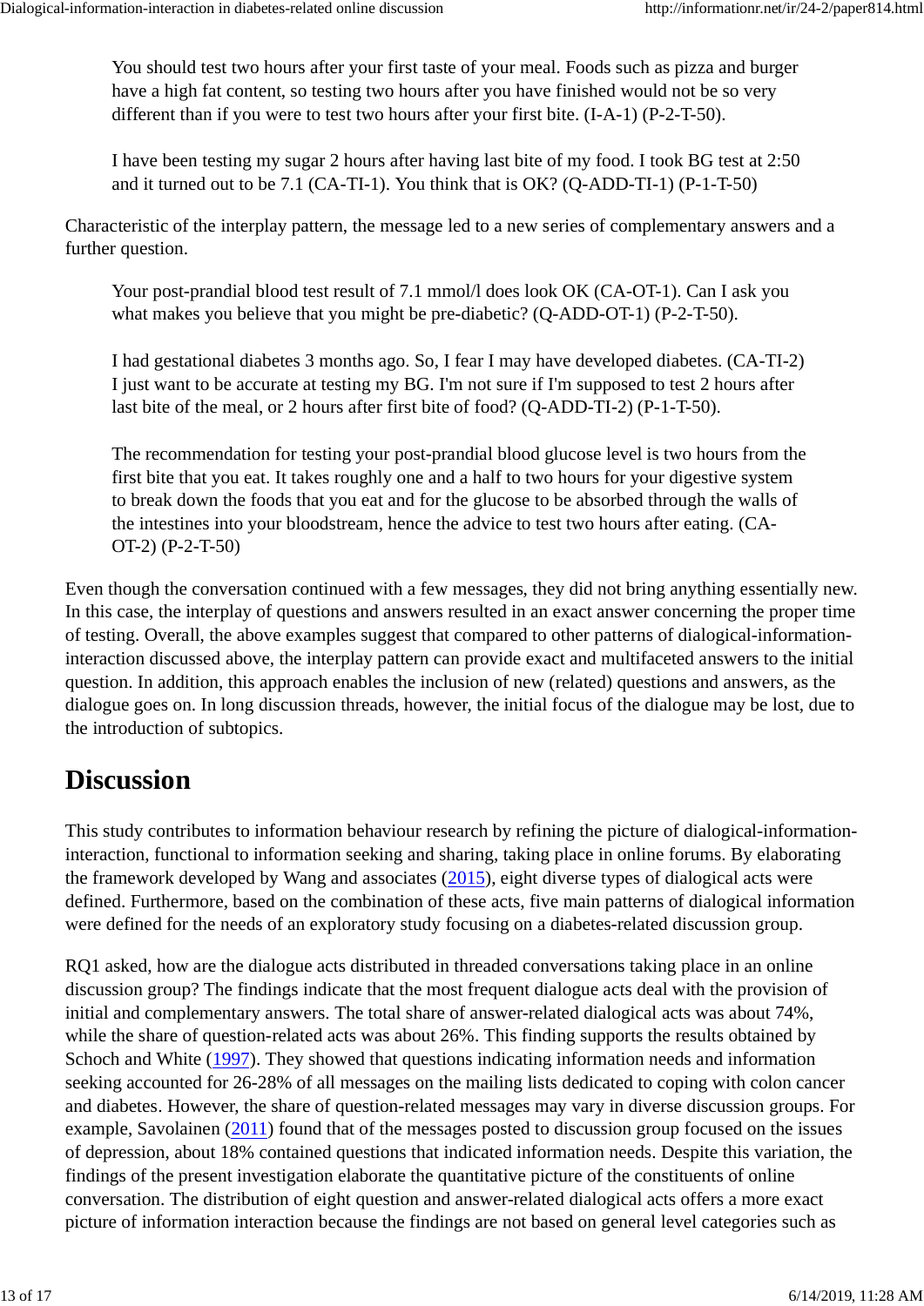> You should test two hours after your first taste of your meal. Foods such as pizza and burger have a high fat content, so testing two hours after you have finished would not be so very different than if you were to test two hours after your first bite. (I-A-1) (P-2-T-50).

> I have been testing my sugar 2 hours after having last bite of my food. I took BG test at 2:50 and it turned out to be 7.1 (CA-TI-1). You think that is OK? (Q-ADD-TI-1) (P-1-T-50)

Characteristic of the interplay pattern, the message led to a new series of complementary answers and a further question.

> Your post-prandial blood test result of 7.1 mmol/l does look OK (CA-OT-1). Can I ask you what makes you believe that you might be pre-diabetic? (Q-ADD-OT-1) (P-2-T-50).

> I had gestational diabetes 3 months ago. So, I fear I may have developed diabetes. (CA-TI-2) I just want to be accurate at testing my BG. I'm not sure if I'm supposed to test 2 hours after last bite of the meal, or 2 hours after first bite of food? (Q-ADD-TI-2) (P-1-T-50).

> The recommendation for testing your post-prandial blood glucose level is two hours from the first bite that you eat. It takes roughly one and a half to two hours for your digestive system to break down the foods that you eat and for the glucose to be absorbed through the walls of the intestines into your bloodstream, hence the advice to test two hours after eating. (CA-OT-2) (P-2-T-50)

Even though the conversation continued with a few messages, they did not bring anything essentially new. In this case, the interplay of questions and answers resulted in an exact answer concerning the proper time of testing. Overall, the above examples suggest that compared to other patterns of dialogical-information-interaction discussed above, the interplay pattern can provide exact and multifaceted answers to the initial question. In addition, this approach enables the inclusion of new (related) questions and answers, as the dialogue goes on. In long discussion threads, however, the initial focus of the dialogue may be lost, due to the introduction of subtopics.

## Discussion

This study contributes to information behaviour research by refining the picture of dialogical-information-interaction, functional to information seeking and sharing, taking place in online forums. By elaborating the framework developed by Wang and associates (2015), eight diverse types of dialogical acts were defined. Furthermore, based on the combination of these acts, five main patterns of dialogical information were defined for the needs of an exploratory study focusing on a diabetes-related discussion group.

RQ1 asked, how are the dialogue acts distributed in threaded conversations taking place in an online discussion group? The findings indicate that the most frequent dialogue acts deal with the provision of initial and complementary answers. The total share of answer-related dialogical acts was about 74%, while the share of question-related acts was about 26%. This finding supports the results obtained by Schoch and White (1997). They showed that questions indicating information needs and information seeking accounted for 26-28% of all messages on the mailing lists dedicated to coping with colon cancer and diabetes. However, the share of question-related messages may vary in diverse discussion groups. For example, Savolainen (2011) found that of the messages posted to discussion group focused on the issues of depression, about 18% contained questions that indicated information needs. Despite this variation, the findings of the present investigation elaborate the quantitative picture of the constituents of online conversation. The distribution of eight question and answer-related dialogical acts offers a more exact picture of information interaction because the findings are not based on general level categories such as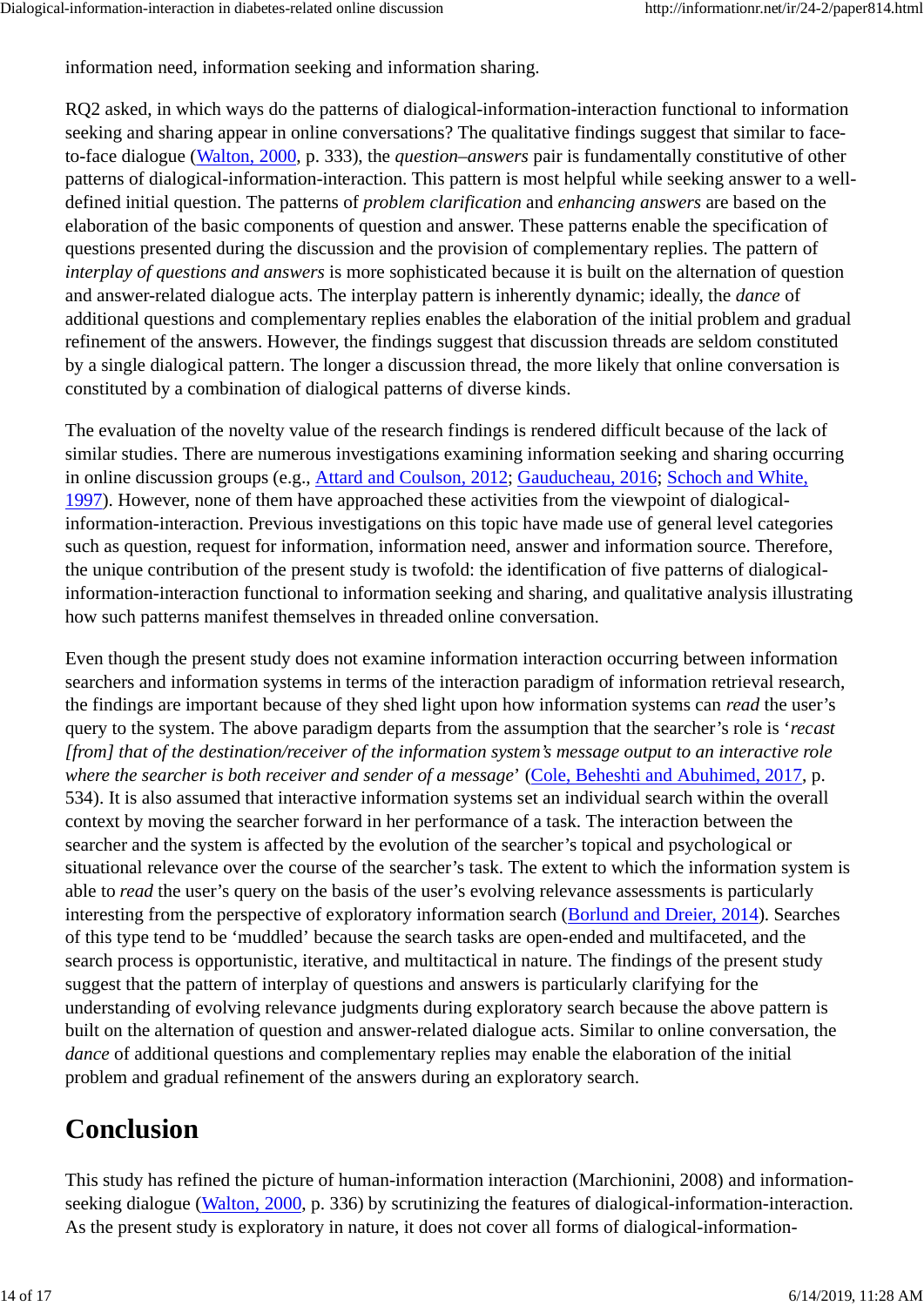information need, information seeking and information sharing.

RQ2 asked, in which ways do the patterns of dialogical-information-interaction functional to information seeking and sharing appear in online conversations? The qualitative findings suggest that similar to face-to-face dialogue (Walton, 2000, p. 333), the *question–answers* pair is fundamentally constitutive of other patterns of dialogical-information-interaction. This pattern is most helpful while seeking answer to a well-defined initial question. The patterns of *problem clarification* and *enhancing answers* are based on the elaboration of the basic components of question and answer. These patterns enable the specification of questions presented during the discussion and the provision of complementary replies. The pattern of *interplay of questions and answers* is more sophisticated because it is built on the alternation of question and answer-related dialogue acts. The interplay pattern is inherently dynamic; ideally, the *dance* of additional questions and complementary replies enables the elaboration of the initial problem and gradual refinement of the answers. However, the findings suggest that discussion threads are seldom constituted by a single dialogical pattern. The longer a discussion thread, the more likely that online conversation is constituted by a combination of dialogical patterns of diverse kinds.

The evaluation of the novelty value of the research findings is rendered difficult because of the lack of similar studies. There are numerous investigations examining information seeking and sharing occurring in online discussion groups (e.g., Attard and Coulson, 2012; Gauducheau, 2016; Schoch and White, 1997). However, none of them have approached these activities from the viewpoint of dialogical-information-interaction. Previous investigations on this topic have made use of general level categories such as question, request for information, information need, answer and information source. Therefore, the unique contribution of the present study is twofold: the identification of five patterns of dialogical-information-interaction functional to information seeking and sharing, and qualitative analysis illustrating how such patterns manifest themselves in threaded online conversation.

Even though the present study does not examine information interaction occurring between information searchers and information systems in terms of the interaction paradigm of information retrieval research, the findings are important because of they shed light upon how information systems can *read* the user's query to the system. The above paradigm departs from the assumption that the searcher's role is '*recast [from] that of the destination/receiver of the information system's message output to an interactive role where the searcher is both receiver and sender of a message*' (Cole, Beheshti and Abuhimed, 2017, p. 534). It is also assumed that interactive information systems set an individual search within the overall context by moving the searcher forward in her performance of a task. The interaction between the searcher and the system is affected by the evolution of the searcher's topical and psychological or situational relevance over the course of the searcher's task. The extent to which the information system is able to *read* the user's query on the basis of the user's evolving relevance assessments is particularly interesting from the perspective of exploratory information search (Borlund and Dreier, 2014). Searches of this type tend to be 'muddled' because the search tasks are open-ended and multifaceted, and the search process is opportunistic, iterative, and multitactical in nature. The findings of the present study suggest that the pattern of interplay of questions and answers is particularly clarifying for the understanding of evolving relevance judgments during exploratory search because the above pattern is built on the alternation of question and answer-related dialogue acts. Similar to online conversation, the *dance* of additional questions and complementary replies may enable the elaboration of the initial problem and gradual refinement of the answers during an exploratory search.

## Conclusion

This study has refined the picture of human-information interaction (Marchionini, 2008) and information-seeking dialogue (Walton, 2000, p. 336) by scrutinizing the features of dialogical-information-interaction. As the present study is exploratory in nature, it does not cover all forms of dialogical-information-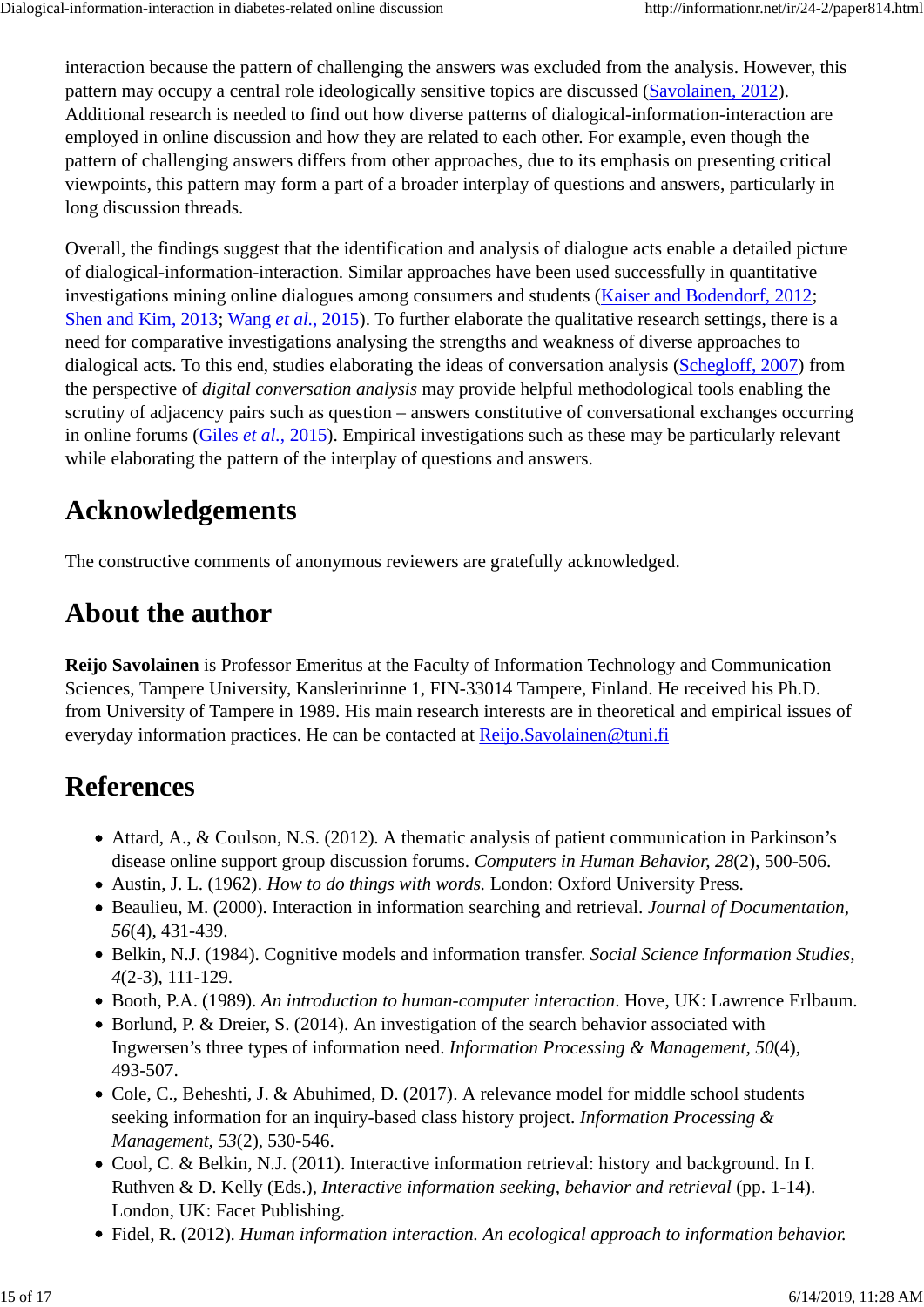interaction because the pattern of challenging the answers was excluded from the analysis. However, this pattern may occupy a central role ideologically sensitive topics are discussed (Savolainen, 2012). Additional research is needed to find out how diverse patterns of dialogical-information-interaction are employed in online discussion and how they are related to each other. For example, even though the pattern of challenging answers differs from other approaches, due to its emphasis on presenting critical viewpoints, this pattern may form a part of a broader interplay of questions and answers, particularly in long discussion threads.

Overall, the findings suggest that the identification and analysis of dialogue acts enable a detailed picture of dialogical-information-interaction. Similar approaches have been used successfully in quantitative investigations mining online dialogues among consumers and students (Kaiser and Bodendorf, 2012; Shen and Kim, 2013; Wang *et al.*, 2015). To further elaborate the qualitative research settings, there is a need for comparative investigations analysing the strengths and weakness of diverse approaches to dialogical acts. To this end, studies elaborating the ideas of conversation analysis (Schegloff, 2007) from the perspective of *digital conversation analysis* may provide helpful methodological tools enabling the scrutiny of adjacency pairs such as question – answers constitutive of conversational exchanges occurring in online forums (Giles *et al.*, 2015). Empirical investigations such as these may be particularly relevant while elaborating the pattern of the interplay of questions and answers.

## Acknowledgements

The constructive comments of anonymous reviewers are gratefully acknowledged.

## About the author

**Reijo Savolainen** is Professor Emeritus at the Faculty of Information Technology and Communication Sciences, Tampere University, Kanslerinrinne 1, FIN-33014 Tampere, Finland. He received his Ph.D. from University of Tampere in 1989. His main research interests are in theoretical and empirical issues of everyday information practices. He can be contacted at Reijo.Savolainen@tuni.fi

## References

- Attard, A., & Coulson, N.S. (2012). A thematic analysis of patient communication in Parkinson's disease online support group discussion forums. *Computers in Human Behavior, 28*(2), 500-506.
- Austin, J. L. (1962). *How to do things with words.* London: Oxford University Press.
- Beaulieu, M. (2000). Interaction in information searching and retrieval. *Journal of Documentation, 56*(4), 431-439.
- Belkin, N.J. (1984). Cognitive models and information transfer. *Social Science Information Studies, 4*(2-3), 111-129.
- Booth, P.A. (1989). *An introduction to human-computer interaction*. Hove, UK: Lawrence Erlbaum.
- Borlund, P. & Dreier, S. (2014). An investigation of the search behavior associated with Ingwersen's three types of information need. *Information Processing & Management, 50*(4), 493-507.
- Cole, C., Beheshti, J. & Abuhimed, D. (2017). A relevance model for middle school students seeking information for an inquiry-based class history project. *Information Processing & Management, 53*(2), 530-546.
- Cool, C. & Belkin, N.J. (2011). Interactive information retrieval: history and background. In I. Ruthven & D. Kelly (Eds.), *Interactive information seeking, behavior and retrieval* (pp. 1-14). London, UK: Facet Publishing.
- Fidel, R. (2012). *Human information interaction. An ecological approach to information behavior.*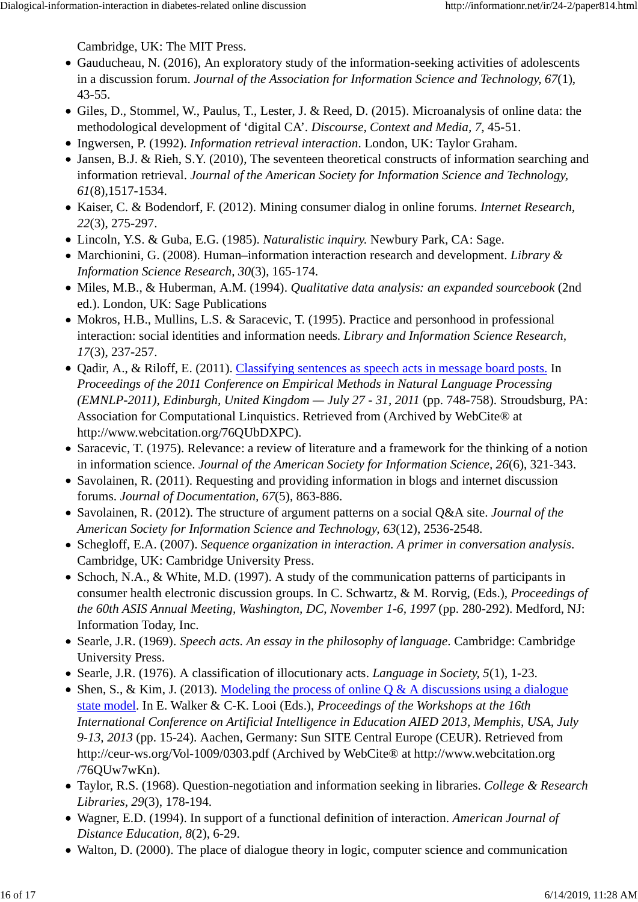Cambridge, UK: The MIT Press.

- Gaudducheau, N. (2016), An exploratory study of the information-seeking activities of adolescents in a discussion forum. *Journal of the Association for Information Science and Technology, 67*(1), 43-55.
- Giles, D., Stommel, W., Paulus, T., Lester, J. & Reed, D. (2015). Microanalysis of online data: the methodological development of 'digital CA'. *Discourse, Context and Media, 7*, 45-51.
- Ingwersen, P. (1992). *Information retrieval interaction*. London, UK: Taylor Graham.
- Jansen, B.J. & Rieh, S.Y. (2010), The seventeen theoretical constructs of information searching and information retrieval. *Journal of the American Society for Information Science and Technology, 61*(8),1517-1534.
- Kaiser, C. & Bodendorf, F. (2012). Mining consumer dialog in online forums. *Internet Research, 22*(3), 275-297.
- Lincoln, Y.S. & Guba, E.G. (1985). *Naturalistic inquiry.* Newbury Park, CA: Sage.
- Marchionini, G. (2008). Human–information interaction research and development. *Library & Information Science Research, 30*(3), 165-174.
- Miles, M.B., & Huberman, A.M. (1994). *Qualitative data analysis: an expanded sourcebook* (2nd ed.). London, UK: Sage Publications
- Mokros, H.B., Mullins, L.S. & Saracevic, T. (1995). Practice and personhood in professional interaction: social identities and information needs. *Library and Information Science Research, 17*(3), 237-257.
- Qadir, A., & Riloff, E. (2011). Classifying sentences as speech acts in message board posts. In *Proceedings of the 2011 Conference on Empirical Methods in Natural Language Processing (EMNLP-2011), Edinburgh, United Kingdom — July 27 - 31, 2011* (pp. 748-758). Stroudsburg, PA: Association for Computational Linquistics. Retrieved from (Archived by WebCite® at http://www.webcitation.org/76QUbDXPC).
- Saracevic, T. (1975). Relevance: a review of literature and a framework for the thinking of a notion in information science. *Journal of the American Society for Information Science, 26*(6), 321-343.
- Savolainen, R. (2011). Requesting and providing information in blogs and internet discussion forums. *Journal of Documentation, 67*(5), 863-886.
- Savolainen, R. (2012). The structure of argument patterns on a social Q&A site. *Journal of the American Society for Information Science and Technology, 63*(12), 2536-2548.
- Schegloff, E.A. (2007). *Sequence organization in interaction. A primer in conversation analysis*. Cambridge, UK: Cambridge University Press.
- Schoch, N.A., & White, M.D. (1997). A study of the communication patterns of participants in consumer health electronic discussion groups. In C. Schwartz, & M. Rorvig, (Eds.), *Proceedings of the 60th ASIS Annual Meeting, Washington, DC, November 1-6, 1997* (pp. 280-292). Medford, NJ: Information Today, Inc.
- Searle, J.R. (1969). *Speech acts. An essay in the philosophy of language*. Cambridge: Cambridge University Press.
- Searle, J.R. (1976). A classification of illocutionary acts. *Language in Society, 5*(1), 1-23.
- Shen, S., & Kim, J. (2013). Modeling the process of online Q & A discussions using a dialogue state model. In E. Walker & C-K. Looi (Eds.), *Proceedings of the Workshops at the 16th International Conference on Artificial Intelligence in Education AIED 2013, Memphis, USA, July 9-13, 2013* (pp. 15-24). Aachen, Germany: Sun SITE Central Europe (CEUR). Retrieved from http://ceur-ws.org/Vol-1009/0303.pdf (Archived by WebCite® at http://www.webcitation.org /76QUw7wKn).
- Taylor, R.S. (1968). Question-negotiation and information seeking in libraries. *College & Research Libraries, 29*(3), 178-194.
- Wagner, E.D. (1994). In support of a functional definition of interaction. *American Journal of Distance Education, 8*(2), 6-29.
- Walton, D. (2000). The place of dialogue theory in logic, computer science and communication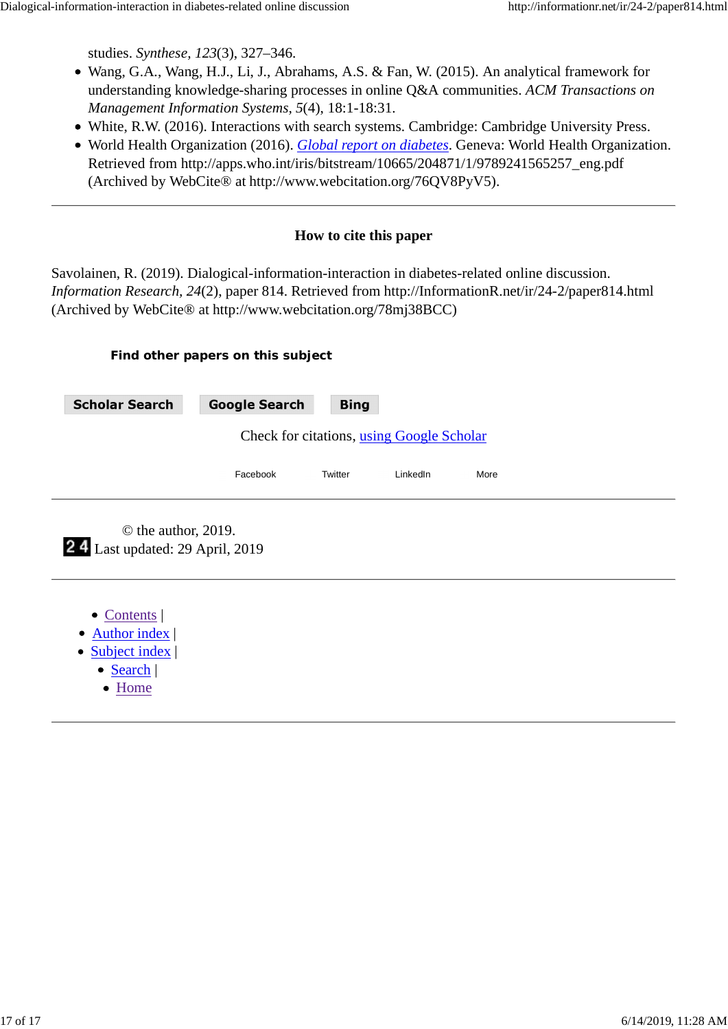studies. *Synthese, 123*(3), 327–346.

- Wang, G.A., Wang, H.J., Li, J., Abrahams, A.S. & Fan, W. (2015). An analytical framework for understanding knowledge-sharing processes in online Q&A communities. *ACM Transactions on Management Information Systems*, *5*(4), 18:1-18:31.
- White, R.W. (2016). Interactions with search systems. Cambridge: Cambridge University Press.
- World Health Organization (2016). *Global report on diabetes*. Geneva: World Health Organization. Retrieved from http://apps.who.int/iris/bitstream/10665/204871/1/9789241565257_eng.pdf (Archived by WebCite® at http://www.webcitation.org/76QV8PyV5).

---

**How to cite this paper**

Savolainen, R. (2019). Dialogical-information-interaction in diabetes-related online discussion. *Information Research*, *24*(2), paper 814. Retrieved from http://InformationR.net/ir/24-2/paper814.html (Archived by WebCite® at http://www.webcitation.org/78mj38BCC)

**Find other papers on this subject**

Scholar Search | Google Search | Bing

Check for citations, using Google Scholar

Facebook Twitter LinkedIn More

---

© the author, 2019.
Last updated: 29 April, 2019

---

- Contents |
- Author index |
- Subject index |
- Search |
- Home